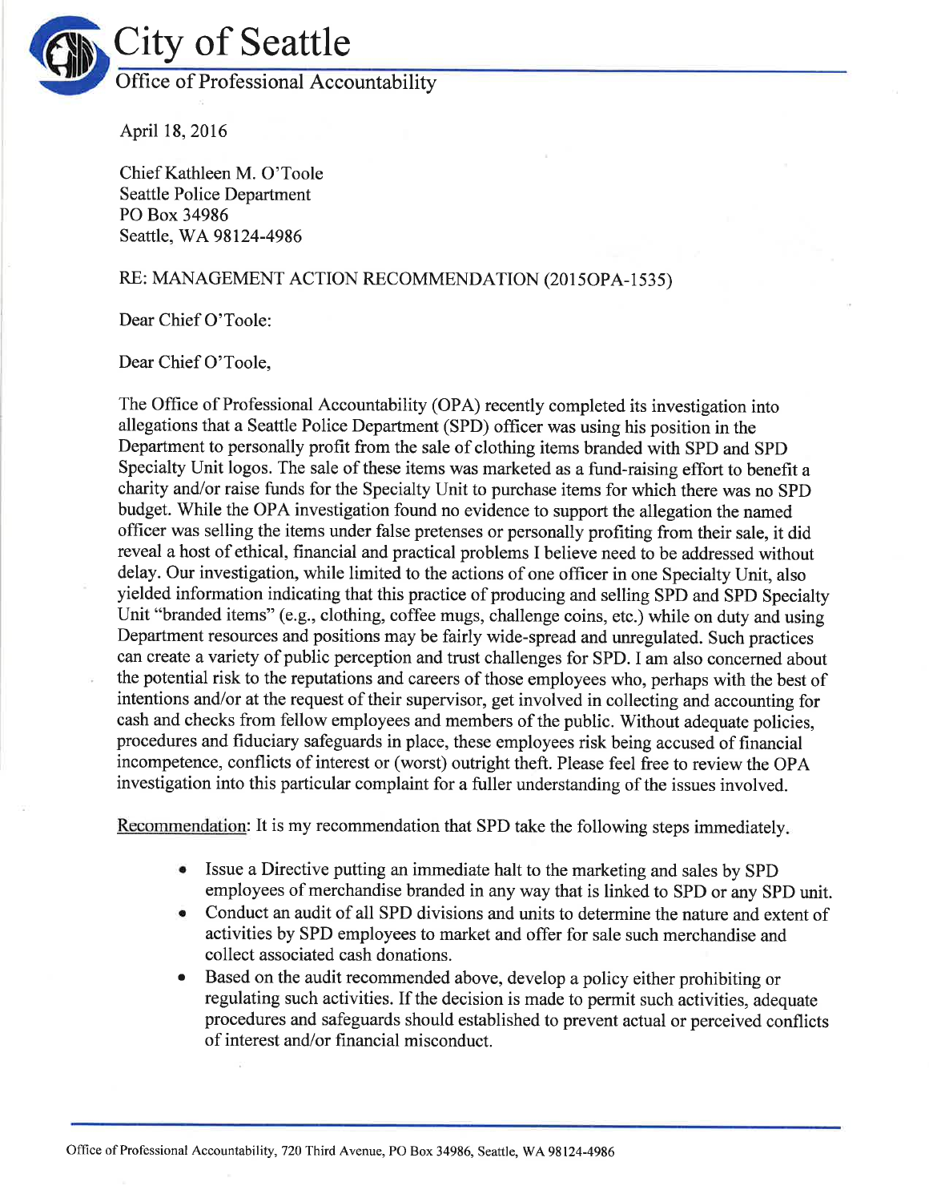# City of Seattle

## Office of Professional Accountability

April 18, 2016

Chief Kathleen M. O'Toole
Seattle Police Department
PO Box 34986
Seattle, WA 98124-4986

RE: MANAGEMENT ACTION RECOMMENDATION (2015OPA-1535)

Dear Chief O'Toole:

Dear Chief O'Toole,

The Office of Professional Accountability (OPA) recently completed its investigation into allegations that a Seattle Police Department (SPD) officer was using his position in the Department to personally profit from the sale of clothing items branded with SPD and SPD Specialty Unit logos. The sale of these items was marketed as a fund-raising effort to benefit a charity and/or raise funds for the Specialty Unit to purchase items for which there was no SPD budget. While the OPA investigation found no evidence to support the allegation the named officer was selling the items under false pretenses or personally profiting from their sale, it did reveal a host of ethical, financial and practical problems I believe need to be addressed without delay. Our investigation, while limited to the actions of one officer in one Specialty Unit, also yielded information indicating that this practice of producing and selling SPD and SPD Specialty Unit "branded items" (e.g., clothing, coffee mugs, challenge coins, etc.) while on duty and using Department resources and positions may be fairly wide-spread and unregulated. Such practices can create a variety of public perception and trust challenges for SPD. I am also concerned about the potential risk to the reputations and careers of those employees who, perhaps with the best of intentions and/or at the request of their supervisor, get involved in collecting and accounting for cash and checks from fellow employees and members of the public. Without adequate policies, procedures and fiduciary safeguards in place, these employees risk being accused of financial incompetence, conflicts of interest or (worst) outright theft. Please feel free to review the OPA investigation into this particular complaint for a fuller understanding of the issues involved.

<u>Recommendation</u>: It is my recommendation that SPD take the following steps immediately.

- Issue a Directive putting an immediate halt to the marketing and sales by SPD employees of merchandise branded in any way that is linked to SPD or any SPD unit.
- Conduct an audit of all SPD divisions and units to determine the nature and extent of activities by SPD employees to market and offer for sale such merchandise and collect associated cash donations.
- Based on the audit recommended above, develop a policy either prohibiting or regulating such activities. If the decision is made to permit such activities, adequate procedures and safeguards should established to prevent actual or perceived conflicts of interest and/or financial misconduct.

Office of Professional Accountability, 720 Third Avenue, PO Box 34986, Seattle, WA 98124-4986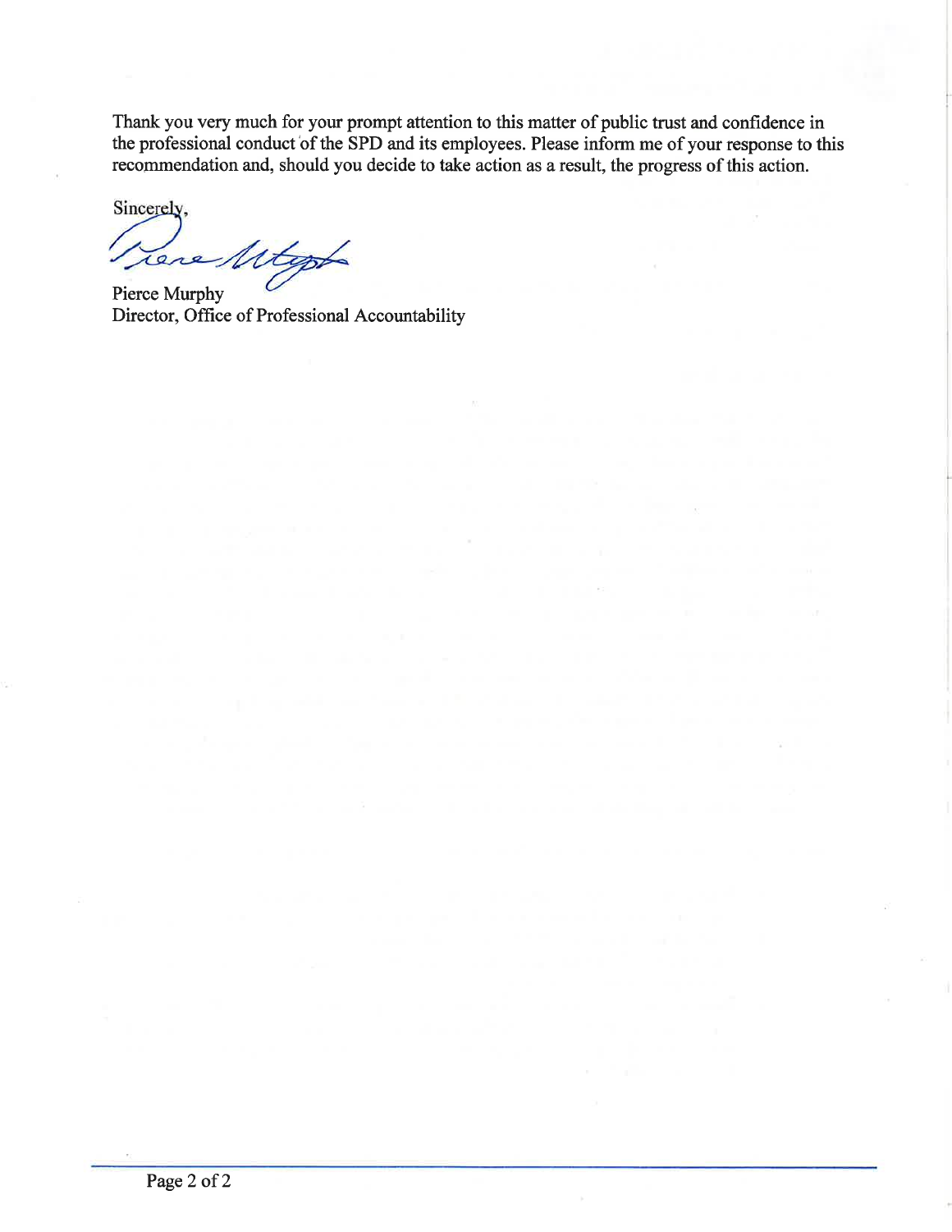Thank you very much for your prompt attention to this matter of public trust and confidence in the professional conduct of the SPD and its employees. Please inform me of your response to this recommendation and, should you decide to take action as a result, the progress of this action.

Sincerely,

Pierce Murphy
Director, Office of Professional Accountability